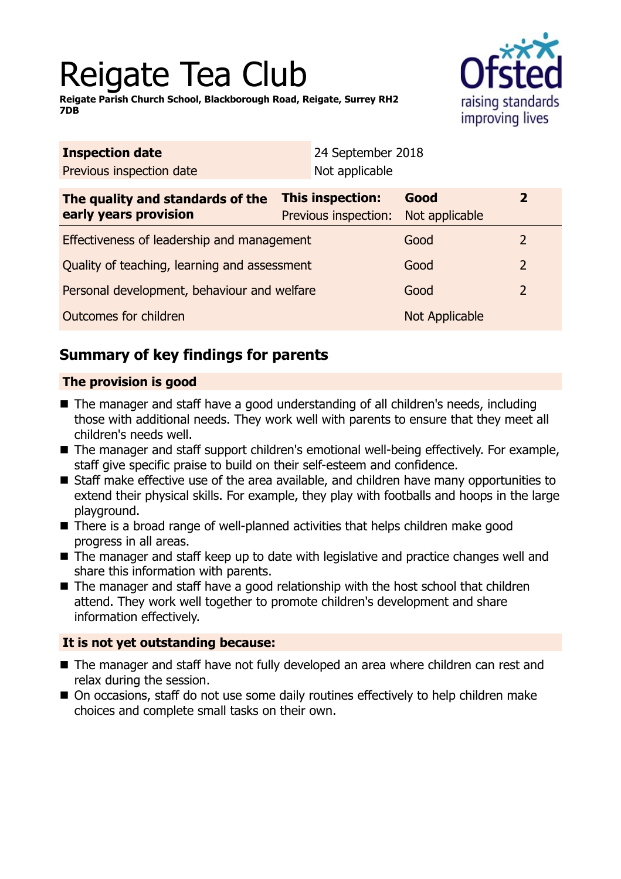# Reigate Tea Club

**Reigate Parish Church School, Blackborough Road, Reigate, Surrey RH2 7DB**

| **Inspection date** | 24 September 2018 |
|---|---|
| Previous inspection date | Not applicable |

| **The quality and standards of the early years provision** | **This inspection:** | **Good** | **2** |
|---|---|---|---|
| | Previous inspection: | Not applicable | |
| Effectiveness of leadership and management | | Good | 2 |
| Quality of teaching, learning and assessment | | Good | 2 |
| Personal development, behaviour and welfare | | Good | 2 |
| Outcomes for children | | Not Applicable | |

## Summary of key findings for parents

### The provision is good

- The manager and staff have a good understanding of all children's needs, including those with additional needs. They work well with parents to ensure that they meet all children's needs well.
- The manager and staff support children's emotional well-being effectively. For example, staff give specific praise to build on their self-esteem and confidence.
- Staff make effective use of the area available, and children have many opportunities to extend their physical skills. For example, they play with footballs and hoops in the large playground.
- There is a broad range of well-planned activities that helps children make good progress in all areas.
- The manager and staff keep up to date with legislative and practice changes well and share this information with parents.
- The manager and staff have a good relationship with the host school that children attend. They work well together to promote children's development and share information effectively.

### It is not yet outstanding because:

- The manager and staff have not fully developed an area where children can rest and relax during the session.
- On occasions, staff do not use some daily routines effectively to help children make choices and complete small tasks on their own.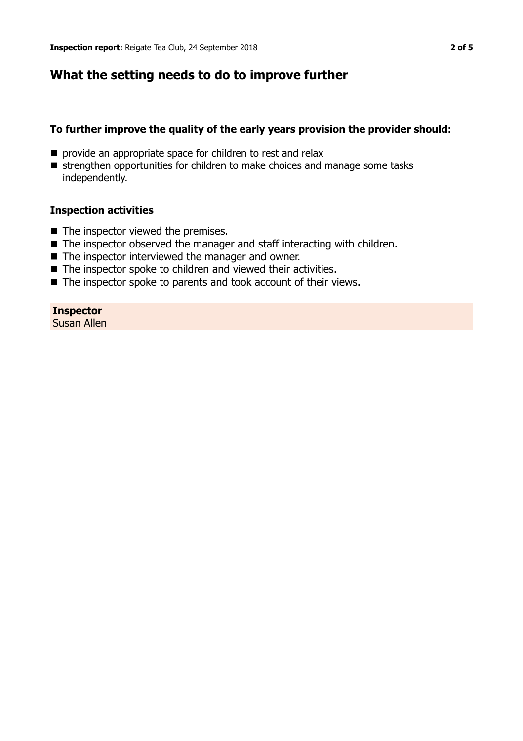## What the setting needs to do to improve further

### To further improve the quality of the early years provision the provider should:

- provide an appropriate space for children to rest and relax
- strengthen opportunities for children to make choices and manage some tasks independently.

### Inspection activities

- The inspector viewed the premises.
- The inspector observed the manager and staff interacting with children.
- The inspector interviewed the manager and owner.
- The inspector spoke to children and viewed their activities.
- The inspector spoke to parents and took account of their views.

**Inspector**
Susan Allen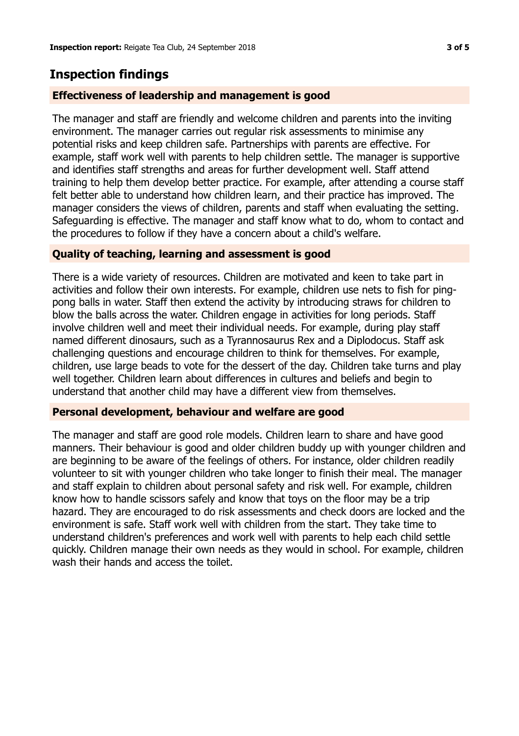## Inspection findings

### Effectiveness of leadership and management is good

The manager and staff are friendly and welcome children and parents into the inviting environment. The manager carries out regular risk assessments to minimise any potential risks and keep children safe. Partnerships with parents are effective. For example, staff work well with parents to help children settle. The manager is supportive and identifies staff strengths and areas for further development well. Staff attend training to help them develop better practice. For example, after attending a course staff felt better able to understand how children learn, and their practice has improved. The manager considers the views of children, parents and staff when evaluating the setting. Safeguarding is effective. The manager and staff know what to do, whom to contact and the procedures to follow if they have a concern about a child's welfare.

### Quality of teaching, learning and assessment is good

There is a wide variety of resources. Children are motivated and keen to take part in activities and follow their own interests. For example, children use nets to fish for ping-pong balls in water. Staff then extend the activity by introducing straws for children to blow the balls across the water. Children engage in activities for long periods. Staff involve children well and meet their individual needs. For example, during play staff named different dinosaurs, such as a Tyrannosaurus Rex and a Diplodocus. Staff ask challenging questions and encourage children to think for themselves. For example, children, use large beads to vote for the dessert of the day. Children take turns and play well together. Children learn about differences in cultures and beliefs and begin to understand that another child may have a different view from themselves.

### Personal development, behaviour and welfare are good

The manager and staff are good role models. Children learn to share and have good manners. Their behaviour is good and older children buddy up with younger children and are beginning to be aware of the feelings of others. For instance, older children readily volunteer to sit with younger children who take longer to finish their meal. The manager and staff explain to children about personal safety and risk well. For example, children know how to handle scissors safely and know that toys on the floor may be a trip hazard. They are encouraged to do risk assessments and check doors are locked and the environment is safe. Staff work well with children from the start. They take time to understand children's preferences and work well with parents to help each child settle quickly. Children manage their own needs as they would in school. For example, children wash their hands and access the toilet.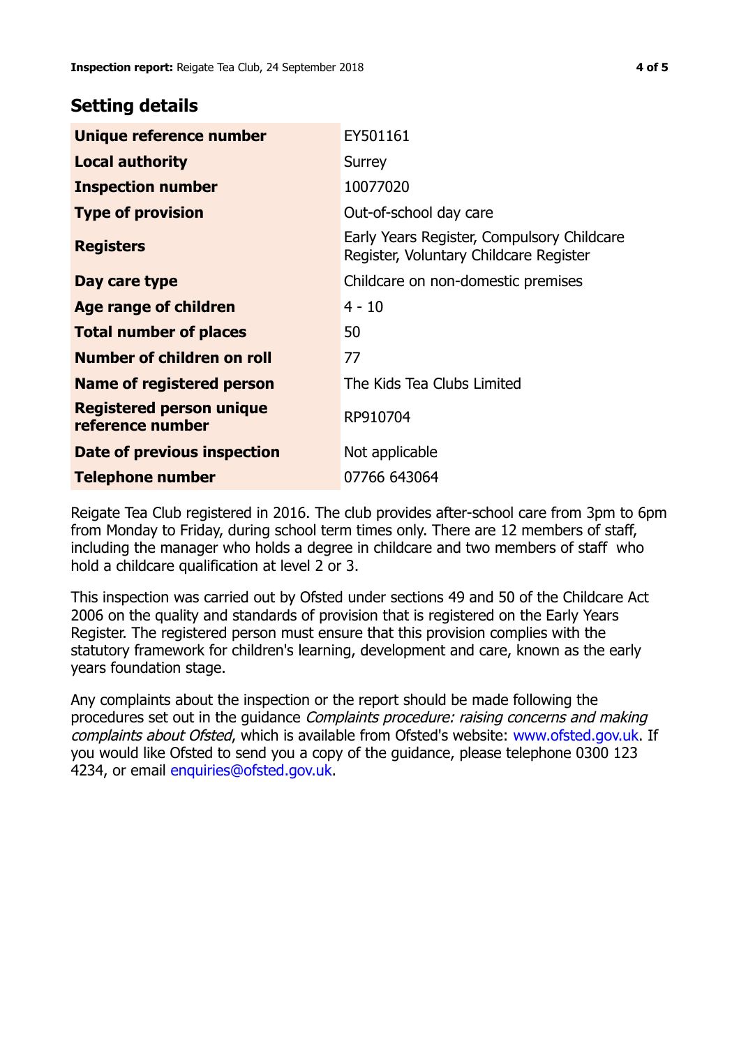## Setting details

| Unique reference number | EY501161 |
|---|---|
| Local authority | Surrey |
| Inspection number | 10077020 |
| Type of provision | Out-of-school day care |
| Registers | Early Years Register, Compulsory Childcare Register, Voluntary Childcare Register |
| Day care type | Childcare on non-domestic premises |
| Age range of children | 4 - 10 |
| Total number of places | 50 |
| Number of children on roll | 77 |
| Name of registered person | The Kids Tea Clubs Limited |
| Registered person unique reference number | RP910704 |
| Date of previous inspection | Not applicable |
| Telephone number | 07766 643064 |

Reigate Tea Club registered in 2016. The club provides after-school care from 3pm to 6pm from Monday to Friday, during school term times only. There are 12 members of staff, including the manager who holds a degree in childcare and two members of staff who hold a childcare qualification at level 2 or 3.

This inspection was carried out by Ofsted under sections 49 and 50 of the Childcare Act 2006 on the quality and standards of provision that is registered on the Early Years Register. The registered person must ensure that this provision complies with the statutory framework for children's learning, development and care, known as the early years foundation stage.

Any complaints about the inspection or the report should be made following the procedures set out in the guidance *Complaints procedure: raising concerns and making complaints about Ofsted*, which is available from Ofsted's website: www.ofsted.gov.uk. If you would like Ofsted to send you a copy of the guidance, please telephone 0300 123 4234, or email enquiries@ofsted.gov.uk.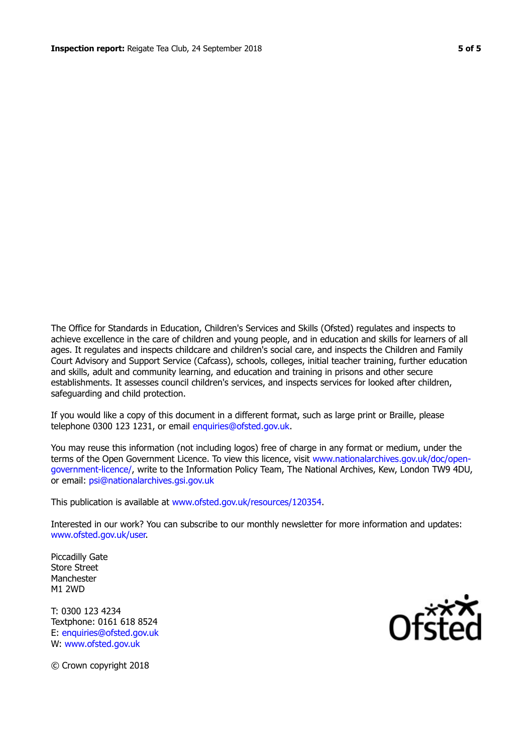The Office for Standards in Education, Children's Services and Skills (Ofsted) regulates and inspects to achieve excellence in the care of children and young people, and in education and skills for learners of all ages. It regulates and inspects childcare and children's social care, and inspects the Children and Family Court Advisory and Support Service (Cafcass), schools, colleges, initial teacher training, further education and skills, adult and community learning, and education and training in prisons and other secure establishments. It assesses council children's services, and inspects services for looked after children, safeguarding and child protection.

If you would like a copy of this document in a different format, such as large print or Braille, please telephone 0300 123 1231, or email enquiries@ofsted.gov.uk.

You may reuse this information (not including logos) free of charge in any format or medium, under the terms of the Open Government Licence. To view this licence, visit www.nationalarchives.gov.uk/doc/open-government-licence/, write to the Information Policy Team, The National Archives, Kew, London TW9 4DU, or email: psi@nationalarchives.gsi.gov.uk

This publication is available at www.ofsted.gov.uk/resources/120354.

Interested in our work? You can subscribe to our monthly newsletter for more information and updates: www.ofsted.gov.uk/user.

Piccadilly Gate
Store Street
Manchester
M1 2WD

T: 0300 123 4234
Textphone: 0161 618 8524
E: enquiries@ofsted.gov.uk
W: www.ofsted.gov.uk

© Crown copyright 2018